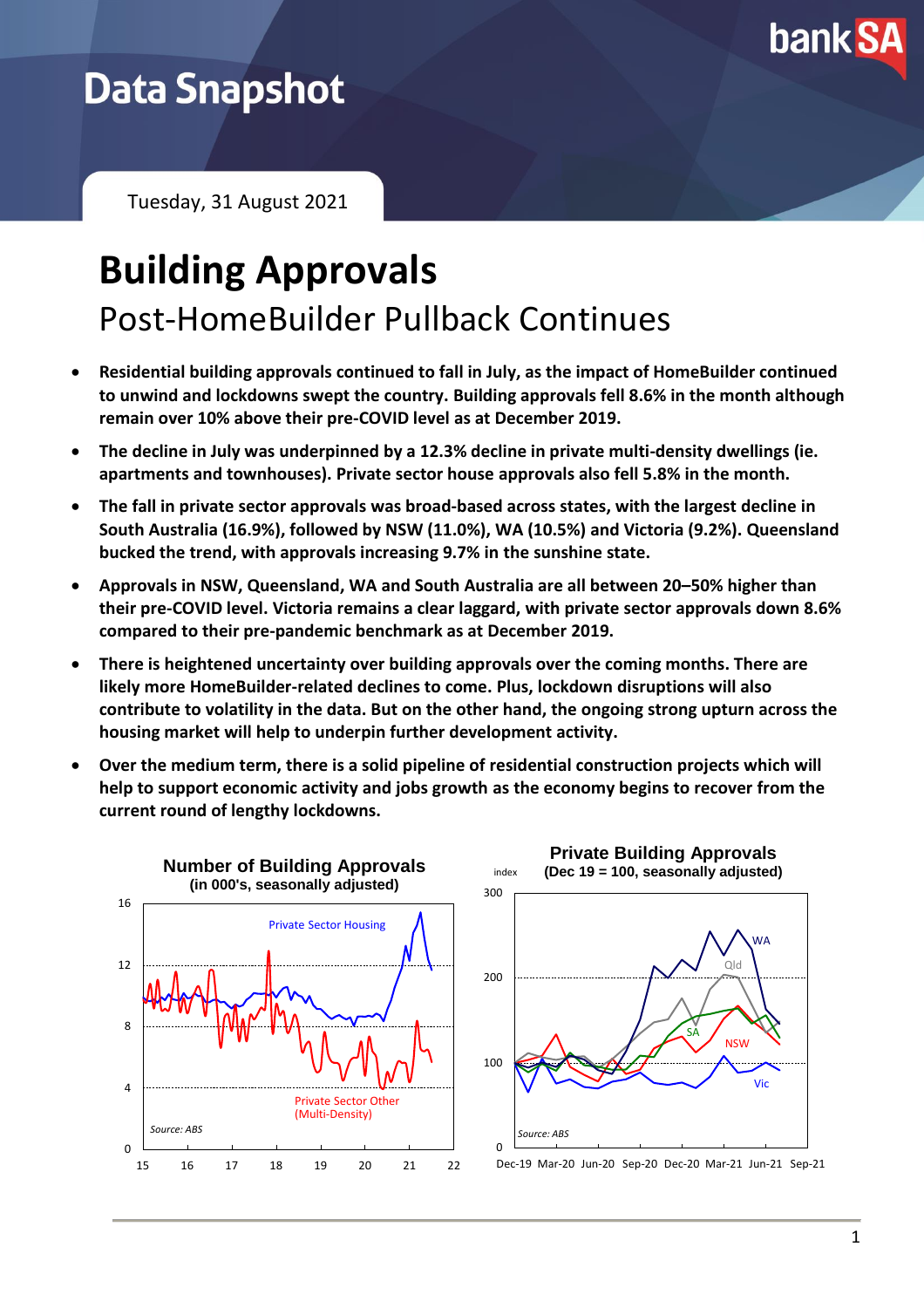# Data Snapshot

Tuesday, 31 August 2021

# Building Approvals

## Post-HomeBuilder Pullback Continues

- **Residential building approvals continued to fall in July, as the impact of HomeBuilder continued to unwind and lockdowns swept the country. Building approvals fell 8.6% in the month although remain over 10% above their pre-COVID level as at December 2019.**
- **The decline in July was underpinned by a 12.3% decline in private multi-density dwellings (ie. apartments and townhouses). Private sector house approvals also fell 5.8% in the month.**
- **The fall in private sector approvals was broad-based across states, with the largest decline in South Australia (16.9%), followed by NSW (11.0%), WA (10.5%) and Victoria (9.2%). Queensland bucked the trend, with approvals increasing 9.7% in the sunshine state.**
- **Approvals in NSW, Queensland, WA and South Australia are all between 20–50% higher than their pre-COVID level. Victoria remains a clear laggard, with private sector approvals down 8.6% compared to their pre-pandemic benchmark as at December 2019.**
- **There is heightened uncertainty over building approvals over the coming months. There are likely more HomeBuilder-related declines to come. Plus, lockdown disruptions will also contribute to volatility in the data. But on the other hand, the ongoing strong upturn across the housing market will help to underpin further development activity.**
- **Over the medium term, there is a solid pipeline of residential construction projects which will help to support economic activity and jobs growth as the economy begins to recover from the current round of lengthy lockdowns.**

**Number of Building Approvals**
**(in 000's, seasonally adjusted)**

Private Sector Housing; Private Sector Other (Multi-Density)

Source: ABS

**Private Building Approvals**
**(Dec 19 = 100, seasonally adjusted)**

WA; Qld; SA; NSW; Vic

Source: ABS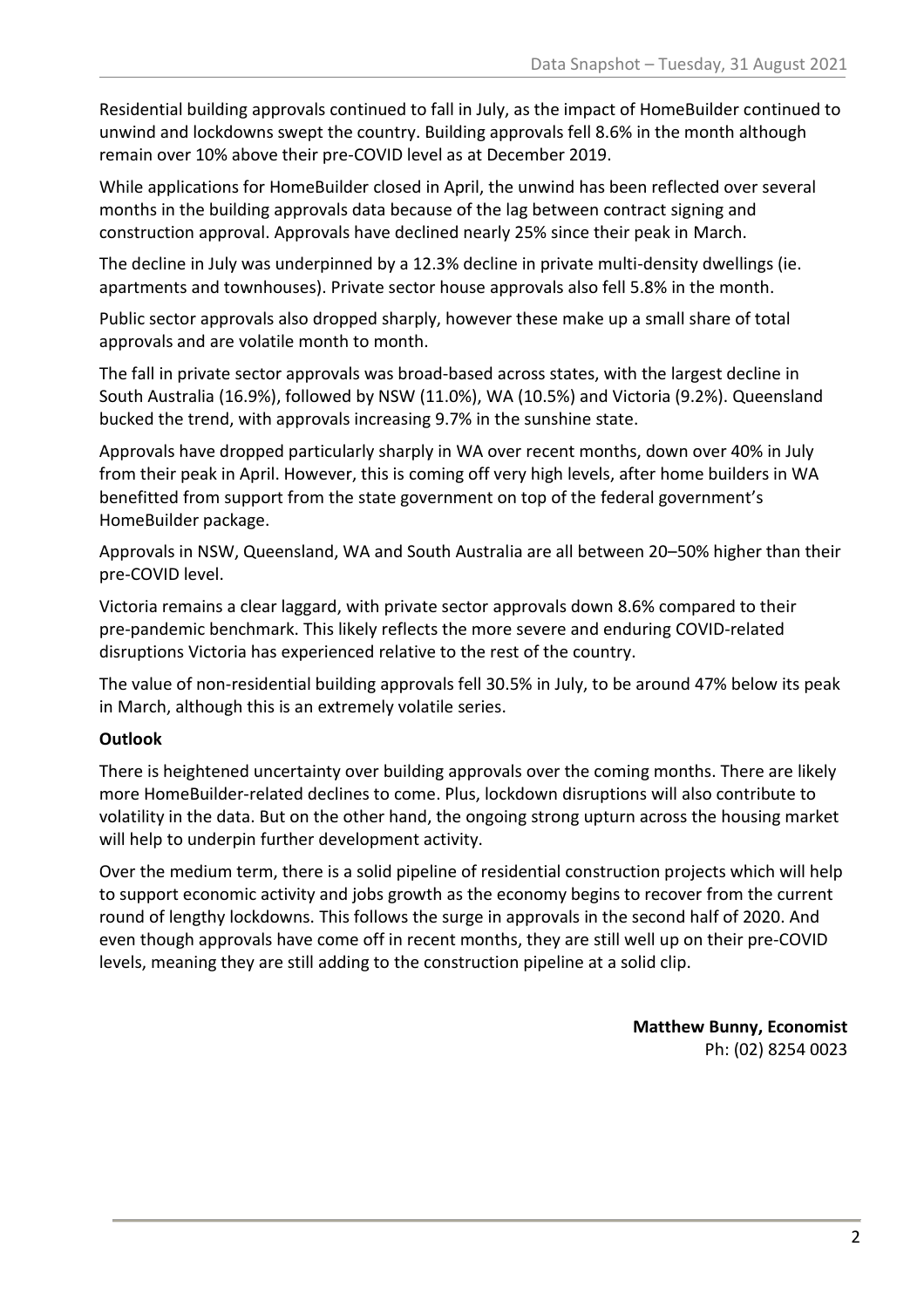Residential building approvals continued to fall in July, as the impact of HomeBuilder continued to unwind and lockdowns swept the country. Building approvals fell 8.6% in the month although remain over 10% above their pre-COVID level as at December 2019.

While applications for HomeBuilder closed in April, the unwind has been reflected over several months in the building approvals data because of the lag between contract signing and construction approval. Approvals have declined nearly 25% since their peak in March.

The decline in July was underpinned by a 12.3% decline in private multi-density dwellings (ie. apartments and townhouses). Private sector house approvals also fell 5.8% in the month.

Public sector approvals also dropped sharply, however these make up a small share of total approvals and are volatile month to month.

The fall in private sector approvals was broad-based across states, with the largest decline in South Australia (16.9%), followed by NSW (11.0%), WA (10.5%) and Victoria (9.2%). Queensland bucked the trend, with approvals increasing 9.7% in the sunshine state.

Approvals have dropped particularly sharply in WA over recent months, down over 40% in July from their peak in April. However, this is coming off very high levels, after home builders in WA benefitted from support from the state government on top of the federal government's HomeBuilder package.

Approvals in NSW, Queensland, WA and South Australia are all between 20–50% higher than their pre-COVID level.

Victoria remains a clear laggard, with private sector approvals down 8.6% compared to their pre-pandemic benchmark. This likely reflects the more severe and enduring COVID-related disruptions Victoria has experienced relative to the rest of the country.

The value of non-residential building approvals fell 30.5% in July, to be around 47% below its peak in March, although this is an extremely volatile series.

**Outlook**

There is heightened uncertainty over building approvals over the coming months. There are likely more HomeBuilder-related declines to come. Plus, lockdown disruptions will also contribute to volatility in the data. But on the other hand, the ongoing strong upturn across the housing market will help to underpin further development activity.

Over the medium term, there is a solid pipeline of residential construction projects which will help to support economic activity and jobs growth as the economy begins to recover from the current round of lengthy lockdowns. This follows the surge in approvals in the second half of 2020. And even though approvals have come off in recent months, they are still well up on their pre-COVID levels, meaning they are still adding to the construction pipeline at a solid clip.

**Matthew Bunny, Economist**
Ph: (02) 8254 0023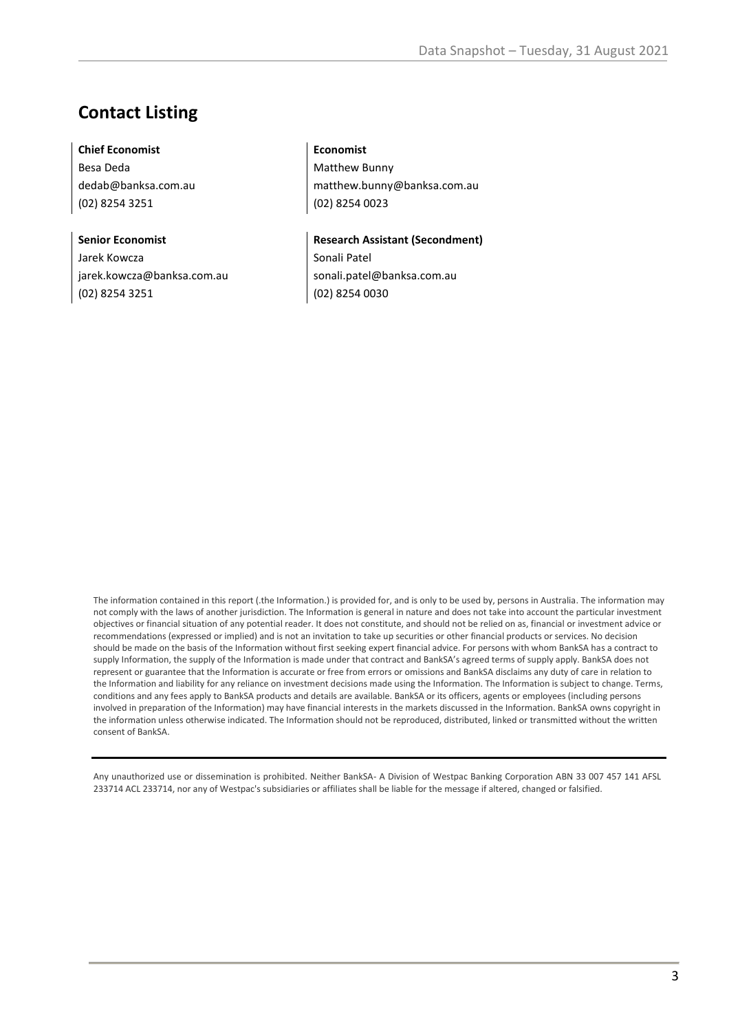## Contact Listing

**Chief Economist**
Besa Deda
dedab@banksa.com.au
(02) 8254 3251

**Senior Economist**
Jarek Kowcza
jarek.kowcza@banksa.com.au
(02) 8254 3251

**Economist**
Matthew Bunny
matthew.bunny@banksa.com.au
(02) 8254 0023

**Research Assistant (Secondment)**
Sonali Patel
sonali.patel@banksa.com.au
(02) 8254 0030

The information contained in this report (.the Information.) is provided for, and is only to be used by, persons in Australia. The information may not comply with the laws of another jurisdiction. The Information is general in nature and does not take into account the particular investment objectives or financial situation of any potential reader. It does not constitute, and should not be relied on as, financial or investment advice or recommendations (expressed or implied) and is not an invitation to take up securities or other financial products or services. No decision should be made on the basis of the Information without first seeking expert financial advice. For persons with whom BankSA has a contract to supply Information, the supply of the Information is made under that contract and BankSA's agreed terms of supply apply. BankSA does not represent or guarantee that the Information is accurate or free from errors or omissions and BankSA disclaims any duty of care in relation to the Information and liability for any reliance on investment decisions made using the Information. The Information is subject to change. Terms, conditions and any fees apply to BankSA products and details are available. BankSA or its officers, agents or employees (including persons involved in preparation of the Information) may have financial interests in the markets discussed in the Information. BankSA owns copyright in the information unless otherwise indicated. The Information should not be reproduced, distributed, linked or transmitted without the written consent of BankSA.

Any unauthorized use or dissemination is prohibited. Neither BankSA- A Division of Westpac Banking Corporation ABN 33 007 457 141 AFSL 233714 ACL 233714, nor any of Westpac's subsidiaries or affiliates shall be liable for the message if altered, changed or falsified.